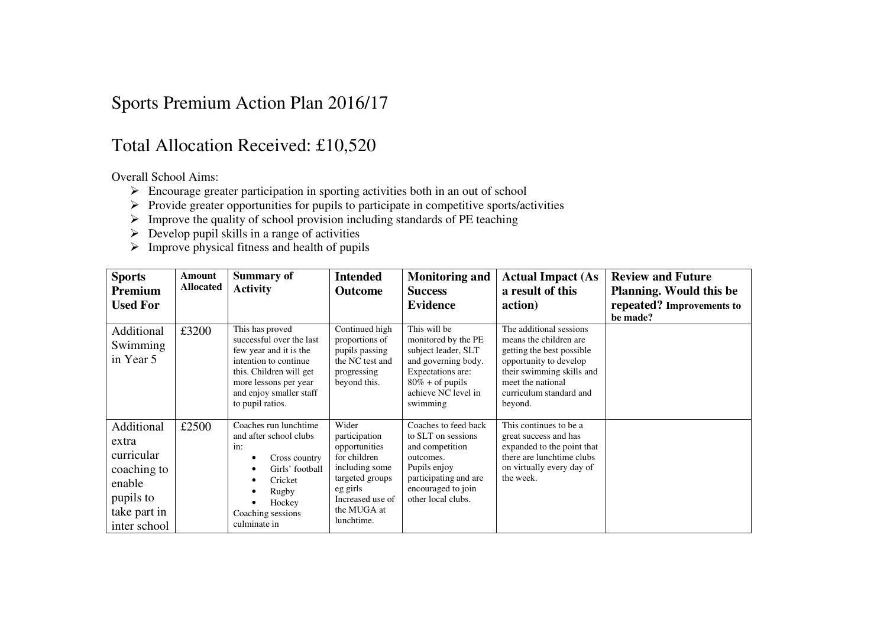# Sports Premium Action Plan 2016/17

## Total Allocation Received: £10,520

Overall School Aims:

- Encourage greater participation in sporting activities both in an out of school
- Provide greater opportunities for pupils to participate in competitive sports/activities
- Improve the quality of school provision including standards of PE teaching
- Develop pupil skills in a range of activities
- Improve physical fitness and health of pupils

| Sports Premium Used For | Amount Allocated | Summary of Activity | Intended Outcome | Monitoring and Success Evidence | Actual Impact (As a result of this action) | Review and Future Planning. Would this be repeated? Improvements to be made? |
|---|---|---|---|---|---|---|
| Additional Swimming in Year 5 | £3200 | This has proved successful over the last few year and it is the intention to continue this. Children will get more lessons per year and enjoy smaller staff to pupil ratios. | Continued high proportions of pupils passing the NC test and progressing beyond this. | This will be monitored by the PE subject leader, SLT and governing body. Expectations are: 80% + of pupils achieve NC level in swimming | The additional sessions means the children are getting the best possible opportunity to develop their swimming skills and meet the national curriculum standard and beyond. | |
| Additional extra curricular coaching to enable pupils to take part in inter school | £2500 | Coaches run lunchtime and after school clubs in: <br>• Cross country <br>• Girls' football <br>• Cricket <br>• Rugby <br>• Hockey <br>Coaching sessions culminate in | Wider participation opportunities for children including some targeted groups eg girls Increased use of the MUGA at lunchtime. | Coaches to feed back to SLT on sessions and competition outcomes. Pupils enjoy participating and are encouraged to join other local clubs. | This continues to be a great success and has expanded to the point that there are lunchtime clubs on virtually every day of the week. | |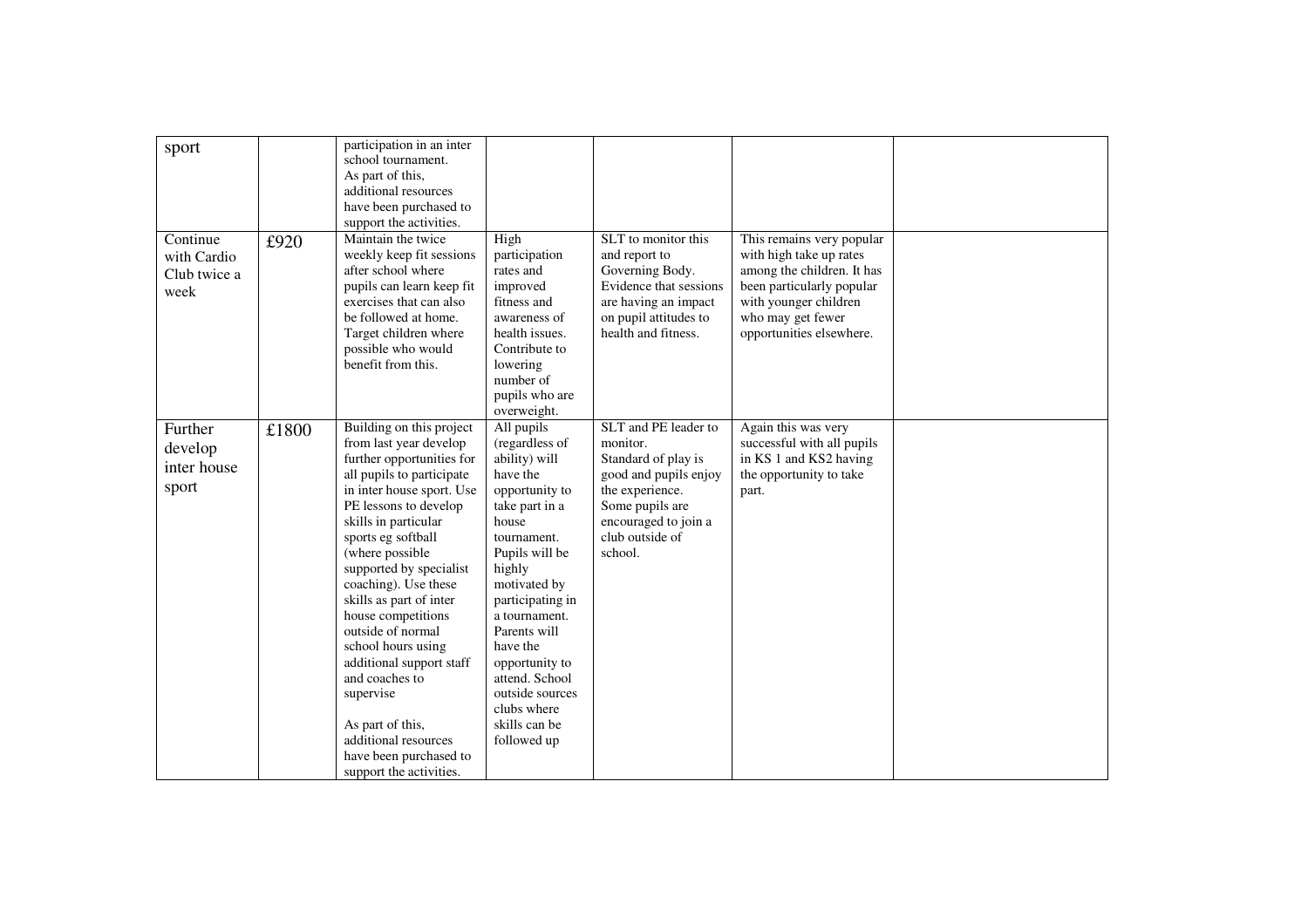| | | | | | | |
|---|---|---|---|---|---|---|
| sport | | participation in an inter school tournament. As part of this, additional resources have been purchased to support the activities. | | | | |
| Continue with Cardio Club twice a week | £920 | Maintain the twice weekly keep fit sessions after school where pupils can learn keep fit exercises that can also be followed at home. Target children where possible who would benefit from this. | High participation rates and improved fitness and awareness of health issues. Contribute to lowering number of pupils who are overweight. | SLT to monitor this and report to Governing Body. Evidence that sessions are having an impact on pupil attitudes to health and fitness. | This remains very popular with high take up rates among the children. It has been particularly popular with younger children who may get fewer opportunities elsewhere. | |
| Further develop inter house sport | £1800 | Building on this project from last year develop further opportunities for all pupils to participate in inter house sport. Use PE lessons to develop skills in particular sports eg softball (where possible supported by specialist coaching). Use these skills as part of inter house competitions outside of normal school hours using additional support staff and coaches to supervise<br><br>As part of this, additional resources have been purchased to support the activities. | All pupils (regardless of ability) will have the opportunity to take part in a house tournament. Pupils will be highly motivated by participating in a tournament. Parents will have the opportunity to attend. School outside sources clubs where skills can be followed up | SLT and PE leader to monitor. Standard of play is good and pupils enjoy the experience. Some pupils are encouraged to join a club outside of school. | Again this was very successful with all pupils in KS 1 and KS2 having the opportunity to take part. | |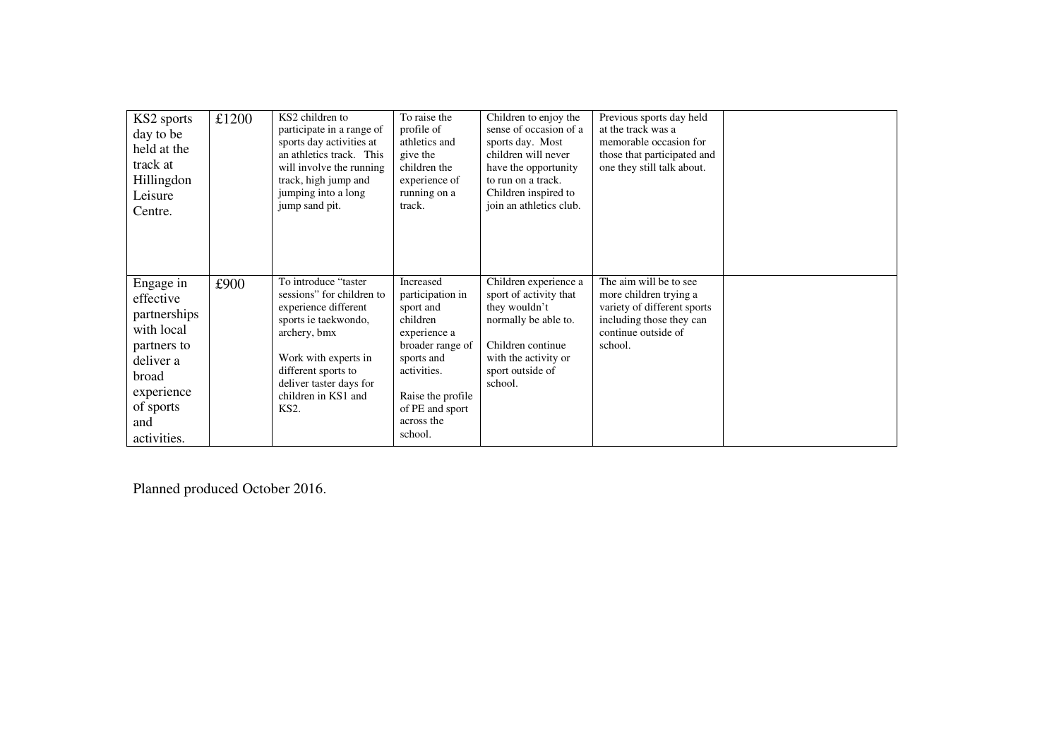| | | | | | | |
|---|---|---|---|---|---|---|
| KS2 sports day to be held at the track at Hillingdon Leisure Centre. | £1200 | KS2 children to participate in a range of sports day activities at an athletics track. This will involve the running track, high jump and jumping into a long jump sand pit. | To raise the profile of athletics and give the children the experience of running on a track. | Children to enjoy the sense of occasion of a sports day. Most children will never have the opportunity to run on a track. Children inspired to join an athletics club. | Previous sports day held at the track was a memorable occasion for those that participated and one they still talk about. | |
| Engage in effective partnerships with local partners to deliver a broad experience of sports and activities. | £900 | To introduce "taster sessions" for children to experience different sports ie taekwondo, archery, bmx<br><br>Work with experts in different sports to deliver taster days for children in KS1 and KS2. | Increased participation in sport and children experience a broader range of sports and activities.<br><br>Raise the profile of PE and sport across the school. | Children experience a sport of activity that they wouldn't normally be able to.<br><br>Children continue with the activity or sport outside of school. | The aim will be to see more children trying a variety of different sports including those they can continue outside of school. | |

Planned produced October 2016.